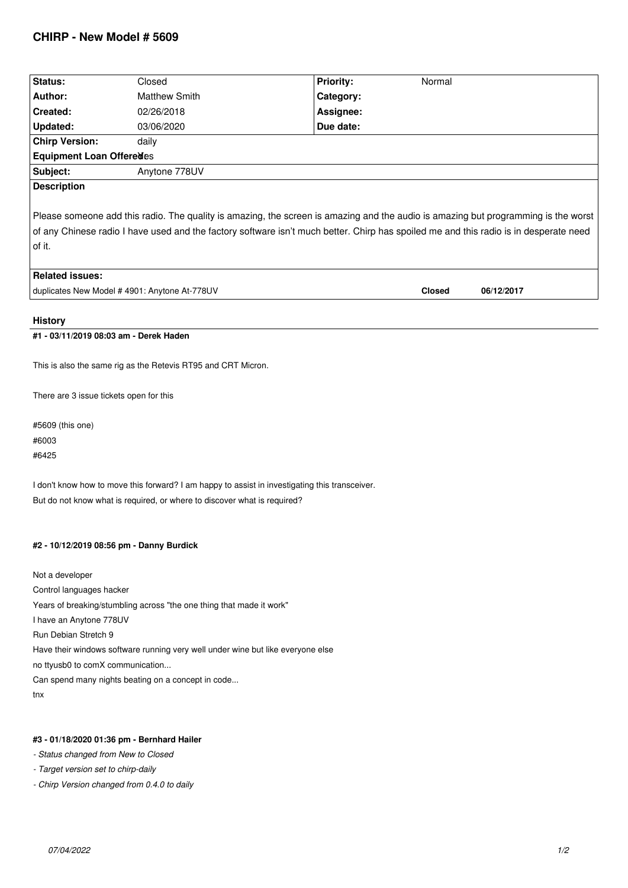# CHIRP - New Model # 5609

| Status: | Closed | Priority: | Normal |
|---|---|---|---|
| Author: | Matthew Smith | Category: | |
| Created: | 02/26/2018 | Assignee: | |
| Updated: | 03/06/2020 | Due date: | |
| Chirp Version: | daily | | |
| Equipment Loan Offered: | Yes | | |
| Subject: | Anytone 778UV | | |

**Description**

Please someone add this radio. The quality is amazing, the screen is amazing and the audio is amazing but programming is the worst of any Chinese radio I have used and the factory software isn't much better. Chirp has spoiled me and this radio is in desperate need of it.

**Related issues:**

| | | |
|---|---|---|
| duplicates New Model # 4901: Anytone At-778UV | **Closed** | **06/12/2017** |

## History

### #1 - 03/11/2019 08:03 am - Derek Haden

This is also the same rig as the Retevis RT95 and CRT Micron.

There are 3 issue tickets open for this

#5609 (this one)
#6003
#6425

I don't know how to move this forward? I am happy to assist in investigating this transceiver.
But do not know what is required, or where to discover what is required?

### #2 - 10/12/2019 08:56 pm - Danny Burdick

Not a developer
Control languages hacker
Years of breaking/stumbling across "the one thing that made it work"
I have an Anytone 778UV
Run Debian Stretch 9
Have their windows software running very well under wine but like everyone else
no ttyusb0 to comX communication...
Can spend many nights beating on a concept in code...
tnx

### #3 - 01/18/2020 01:36 pm - Bernhard Hailer

- *Status changed from New to Closed*
- *Target version set to chirp-daily*
- *Chirp Version changed from 0.4.0 to daily*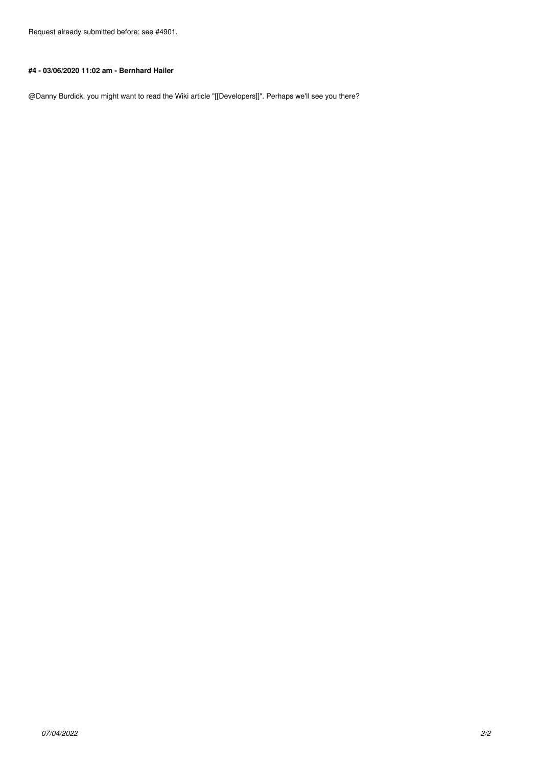Request already submitted before; see #4901.

**#4 - 03/06/2020 11:02 am - Bernhard Hailer**

@Danny Burdick, you might want to read the Wiki article "[[Developers]]". Perhaps we'll see you there?